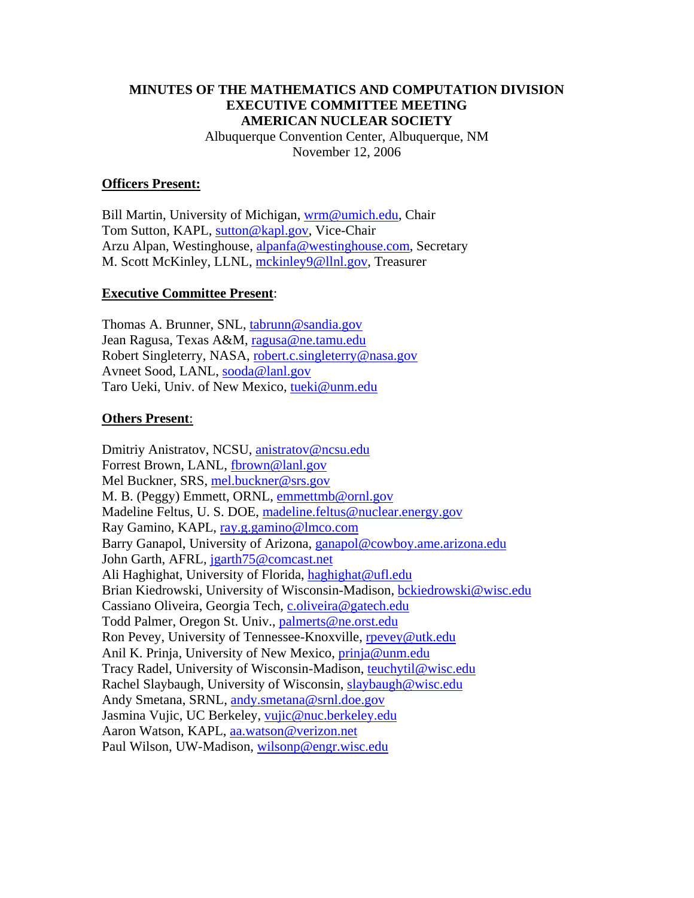**MINUTES OF THE MATHEMATICS AND COMPUTATION DIVISION EXECUTIVE COMMITTEE MEETING AMERICAN NUCLEAR SOCIETY**

Albuquerque Convention Center, Albuquerque, NM
November 12, 2006

**Officers Present:**

Bill Martin, University of Michigan, wrm@umich.edu, Chair
Tom Sutton, KAPL, sutton@kapl.gov, Vice-Chair
Arzu Alpan, Westinghouse, alpanfa@westinghouse.com, Secretary
M. Scott McKinley, LLNL, mckinley9@llnl.gov, Treasurer

**Executive Committee Present:**

Thomas A. Brunner, SNL, tabrunn@sandia.gov
Jean Ragusa, Texas A&M, ragusa@ne.tamu.edu
Robert Singleterry, NASA, robert.c.singleterry@nasa.gov
Avneet Sood, LANL, sooda@lanl.gov
Taro Ueki, Univ. of New Mexico, tueki@unm.edu

**Others Present:**

Dmitriy Anistratov, NCSU, anistratov@ncsu.edu
Forrest Brown, LANL, fbrown@lanl.gov
Mel Buckner, SRS, mel.buckner@srs.gov
M. B. (Peggy) Emmett, ORNL, emmettmb@ornl.gov
Madeline Feltus, U. S. DOE, madeline.feltus@nuclear.energy.gov
Ray Gamino, KAPL, ray.g.gamino@lmco.com
Barry Ganapol, University of Arizona, ganapol@cowboy.ame.arizona.edu
John Garth, AFRL, jgarth75@comcast.net
Ali Haghighat, University of Florida, haghighat@ufl.edu
Brian Kiedrowski, University of Wisconsin-Madison, bckiedrowski@wisc.edu
Cassiano Oliveira, Georgia Tech, c.oliveira@gatech.edu
Todd Palmer, Oregon St. Univ., palmerts@ne.orst.edu
Ron Pevey, University of Tennessee-Knoxville, rpevey@utk.edu
Anil K. Prinja, University of New Mexico, prinja@unm.edu
Tracy Radel, University of Wisconsin-Madison, teuchytil@wisc.edu
Rachel Slaybaugh, University of Wisconsin, slaybaugh@wisc.edu
Andy Smetana, SRNL, andy.smetana@srnl.doe.gov
Jasmina Vujic, UC Berkeley, vujic@nuc.berkeley.edu
Aaron Watson, KAPL, aa.watson@verizon.net
Paul Wilson, UW-Madison, wilsonp@engr.wisc.edu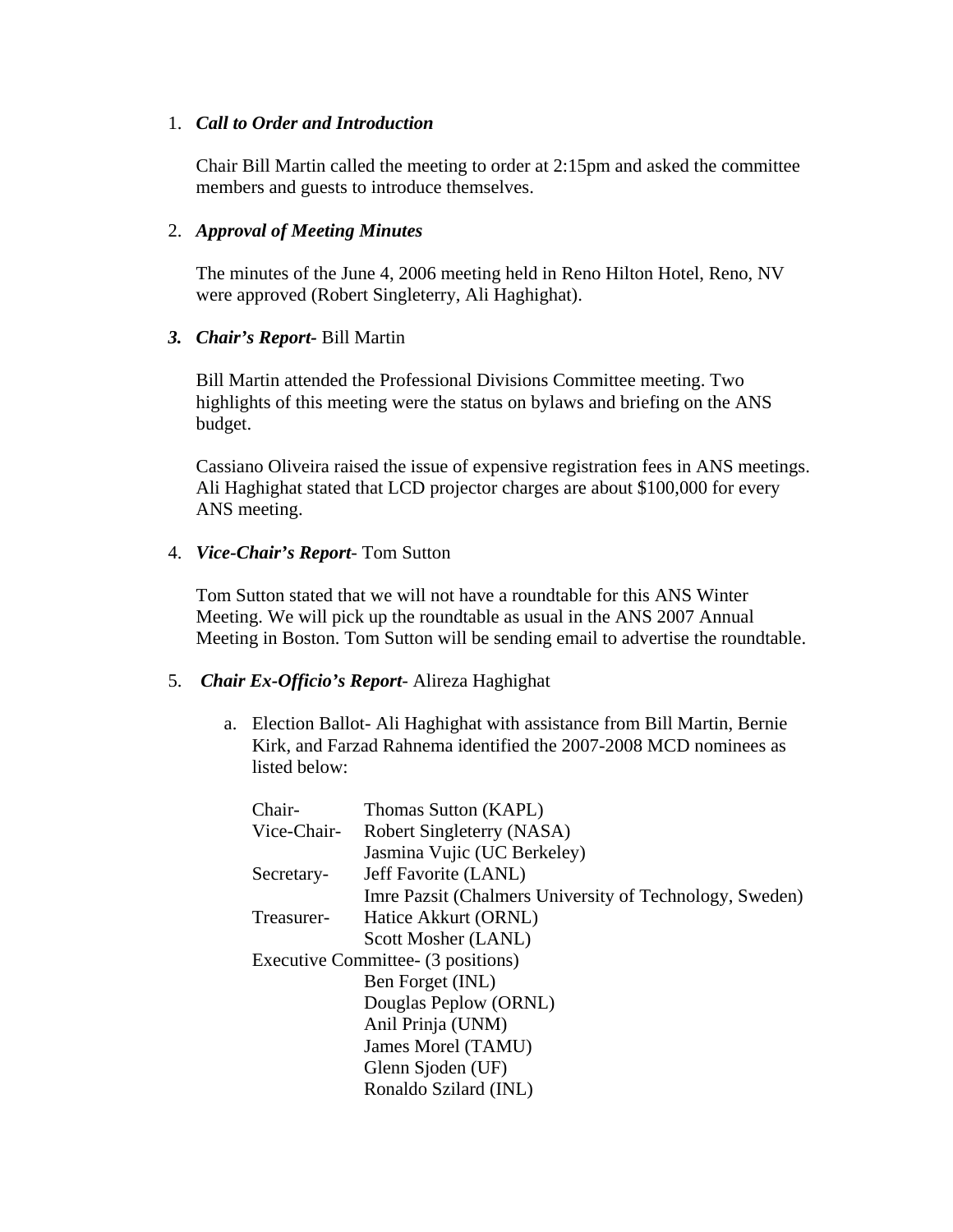1. ***Call to Order and Introduction***

   Chair Bill Martin called the meeting to order at 2:15pm and asked the committee members and guests to introduce themselves.

2. ***Approval of Meeting Minutes***

   The minutes of the June 4, 2006 meeting held in Reno Hilton Hotel, Reno, NV were approved (Robert Singleterry, Ali Haghighat).

3. ***Chair's Report***- Bill Martin

   Bill Martin attended the Professional Divisions Committee meeting. Two highlights of this meeting were the status on bylaws and briefing on the ANS budget.

   Cassiano Oliveira raised the issue of expensive registration fees in ANS meetings. Ali Haghighat stated that LCD projector charges are about $100,000 for every ANS meeting.

4. ***Vice-Chair's Report***- Tom Sutton

   Tom Sutton stated that we will not have a roundtable for this ANS Winter Meeting. We will pick up the roundtable as usual in the ANS 2007 Annual Meeting in Boston. Tom Sutton will be sending email to advertise the roundtable.

5. ***Chair Ex-Officio's Report***- Alireza Haghighat

   a. Election Ballot- Ali Haghighat with assistance from Bill Martin, Bernie Kirk, and Farzad Rahnema identified the 2007-2008 MCD nominees as listed below:

| | |
|---|---|
| Chair- | Thomas Sutton (KAPL) |
| Vice-Chair- | Robert Singleterry (NASA) |
| | Jasmina Vujic (UC Berkeley) |
| Secretary- | Jeff Favorite (LANL) |
| | Imre Pazsit (Chalmers University of Technology, Sweden) |
| Treasurer- | Hatice Akkurt (ORNL) |
| | Scott Mosher (LANL) |
| Executive Committee- (3 positions) | |
| | Ben Forget (INL) |
| | Douglas Peplow (ORNL) |
| | Anil Prinja (UNM) |
| | James Morel (TAMU) |
| | Glenn Sjoden (UF) |
| | Ronaldo Szilard (INL) |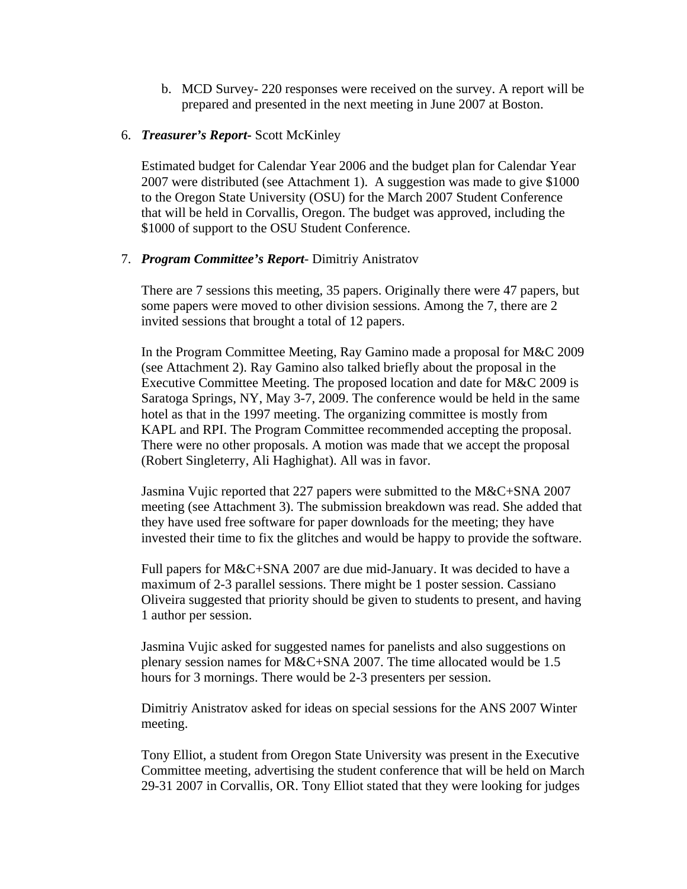b. MCD Survey- 220 responses were received on the survey. A report will be prepared and presented in the next meeting in June 2007 at Boston.

6. ***Treasurer's Report***- Scott McKinley

   Estimated budget for Calendar Year 2006 and the budget plan for Calendar Year 2007 were distributed (see Attachment 1). A suggestion was made to give $1000 to the Oregon State University (OSU) for the March 2007 Student Conference that will be held in Corvallis, Oregon. The budget was approved, including the $1000 of support to the OSU Student Conference.

7. ***Program Committee's Report***- Dimitriy Anistratov

   There are 7 sessions this meeting, 35 papers. Originally there were 47 papers, but some papers were moved to other division sessions. Among the 7, there are 2 invited sessions that brought a total of 12 papers.

   In the Program Committee Meeting, Ray Gamino made a proposal for M&C 2009 (see Attachment 2). Ray Gamino also talked briefly about the proposal in the Executive Committee Meeting. The proposed location and date for M&C 2009 is Saratoga Springs, NY, May 3-7, 2009. The conference would be held in the same hotel as that in the 1997 meeting. The organizing committee is mostly from KAPL and RPI. The Program Committee recommended accepting the proposal. There were no other proposals. A motion was made that we accept the proposal (Robert Singleterry, Ali Haghighat). All was in favor.

   Jasmina Vujic reported that 227 papers were submitted to the M&C+SNA 2007 meeting (see Attachment 3). The submission breakdown was read. She added that they have used free software for paper downloads for the meeting; they have invested their time to fix the glitches and would be happy to provide the software.

   Full papers for M&C+SNA 2007 are due mid-January. It was decided to have a maximum of 2-3 parallel sessions. There might be 1 poster session. Cassiano Oliveira suggested that priority should be given to students to present, and having 1 author per session.

   Jasmina Vujic asked for suggested names for panelists and also suggestions on plenary session names for M&C+SNA 2007. The time allocated would be 1.5 hours for 3 mornings. There would be 2-3 presenters per session.

   Dimitriy Anistratov asked for ideas on special sessions for the ANS 2007 Winter meeting.

   Tony Elliot, a student from Oregon State University was present in the Executive Committee meeting, advertising the student conference that will be held on March 29-31 2007 in Corvallis, OR. Tony Elliot stated that they were looking for judges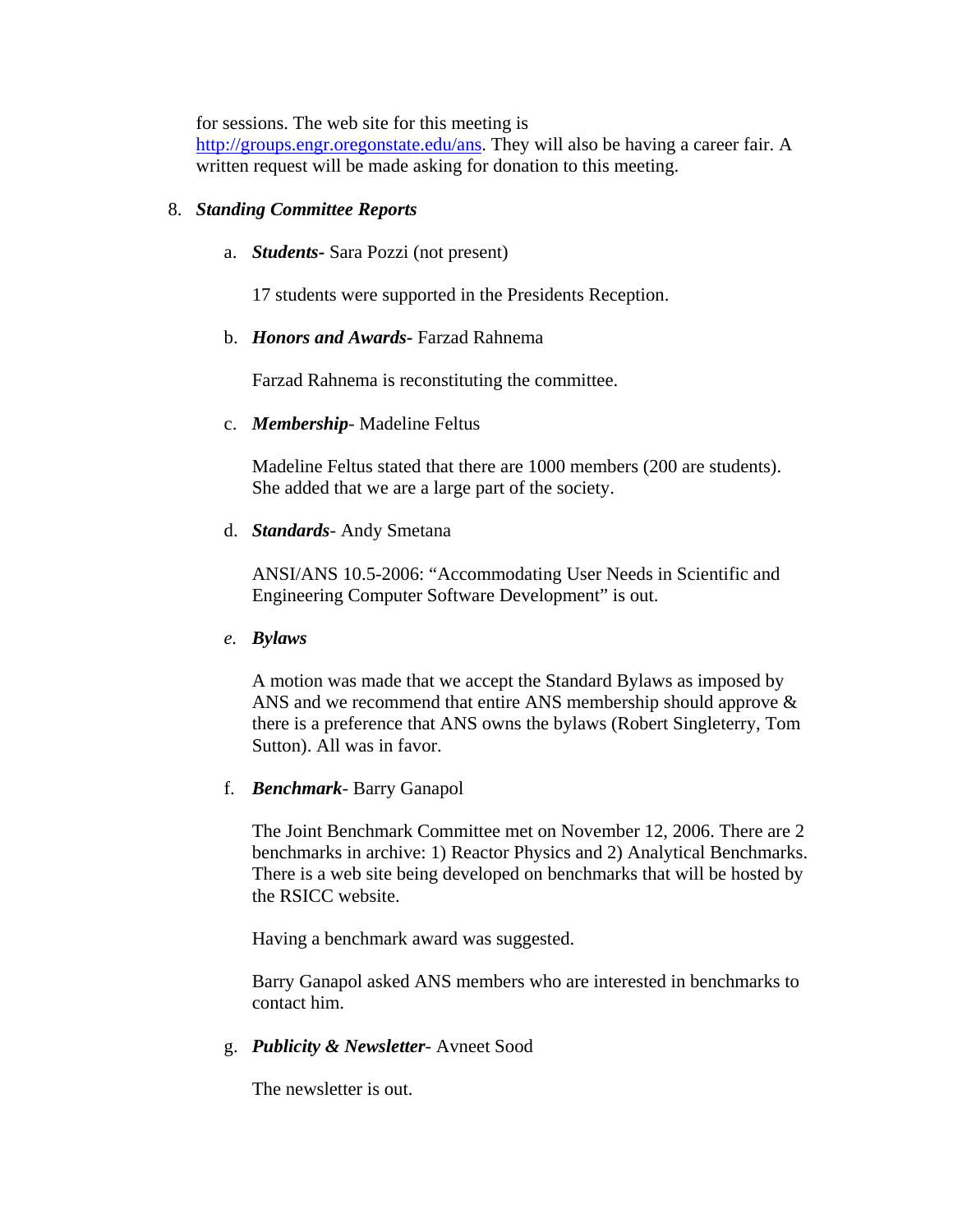for sessions. The web site for this meeting is [http://groups.engr.oregonstate.edu/ans](http://groups.engr.oregonstate.edu/ans). They will also be having a career fair. A written request will be made asking for donation to this meeting.

8. ***Standing Committee Reports***

   a. ***Students-*** Sara Pozzi (not present)

      17 students were supported in the Presidents Reception.

   b. ***Honors and Awards-*** Farzad Rahnema

      Farzad Rahnema is reconstituting the committee.

   c. ***Membership***- Madeline Feltus

      Madeline Feltus stated that there are 1000 members (200 are students). She added that we are a large part of the society.

   d. ***Standards***- Andy Smetana

      ANSI/ANS 10.5-2006: "Accommodating User Needs in Scientific and Engineering Computer Software Development" is out.

   e. ***Bylaws***

      A motion was made that we accept the Standard Bylaws as imposed by ANS and we recommend that entire ANS membership should approve & there is a preference that ANS owns the bylaws (Robert Singleterry, Tom Sutton). All was in favor.

   f. ***Benchmark***- Barry Ganapol

      The Joint Benchmark Committee met on November 12, 2006. There are 2 benchmarks in archive: 1) Reactor Physics and 2) Analytical Benchmarks. There is a web site being developed on benchmarks that will be hosted by the RSICC website.

      Having a benchmark award was suggested.

      Barry Ganapol asked ANS members who are interested in benchmarks to contact him.

   g. ***Publicity & Newsletter***- Avneet Sood

      The newsletter is out.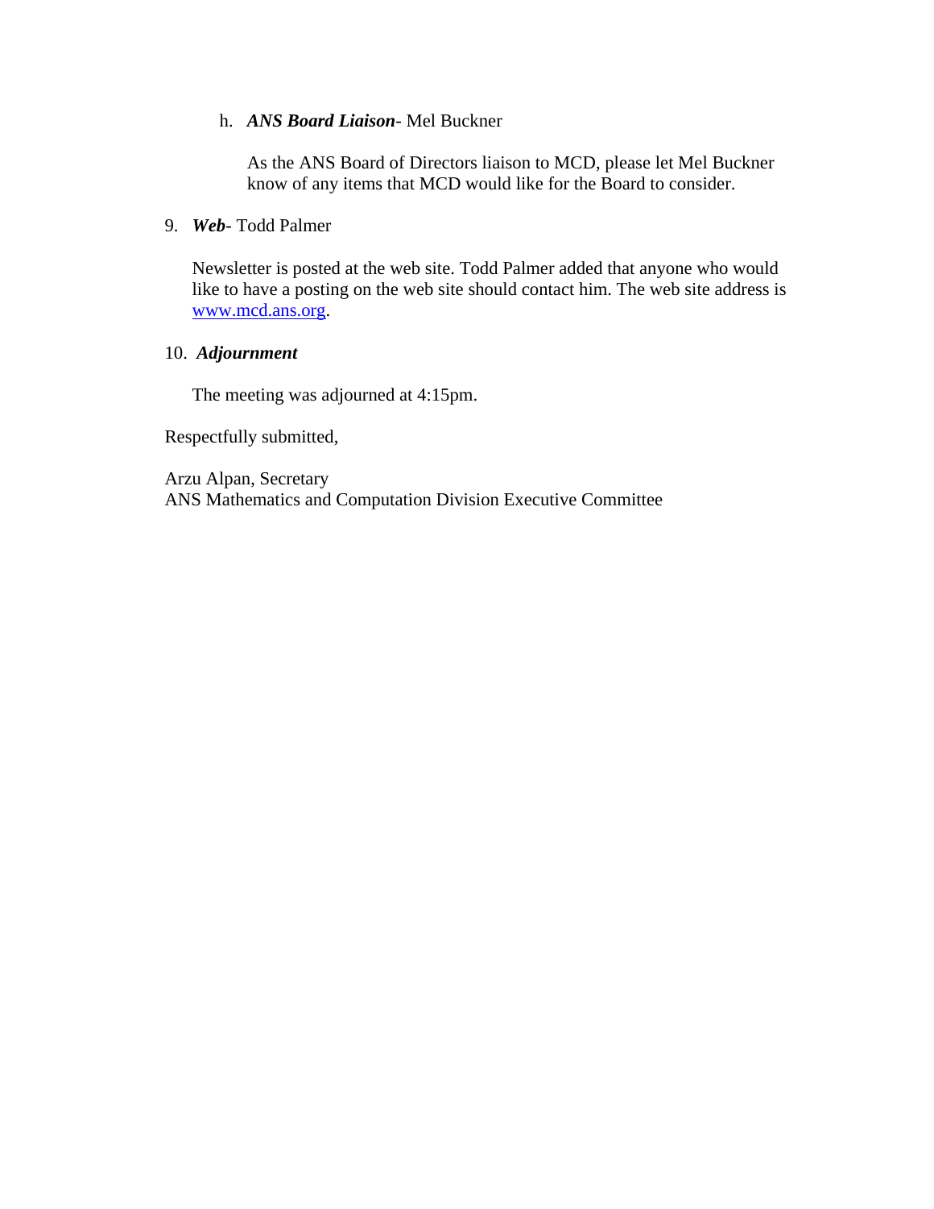h. ***ANS Board Liaison***- Mel Buckner

   As the ANS Board of Directors liaison to MCD, please let Mel Buckner know of any items that MCD would like for the Board to consider.

9. ***Web***- Todd Palmer

   Newsletter is posted at the web site. Todd Palmer added that anyone who would like to have a posting on the web site should contact him. The web site address is www.mcd.ans.org.

10. ***Adjournment***

   The meeting was adjourned at 4:15pm.

Respectfully submitted,

Arzu Alpan, Secretary
ANS Mathematics and Computation Division Executive Committee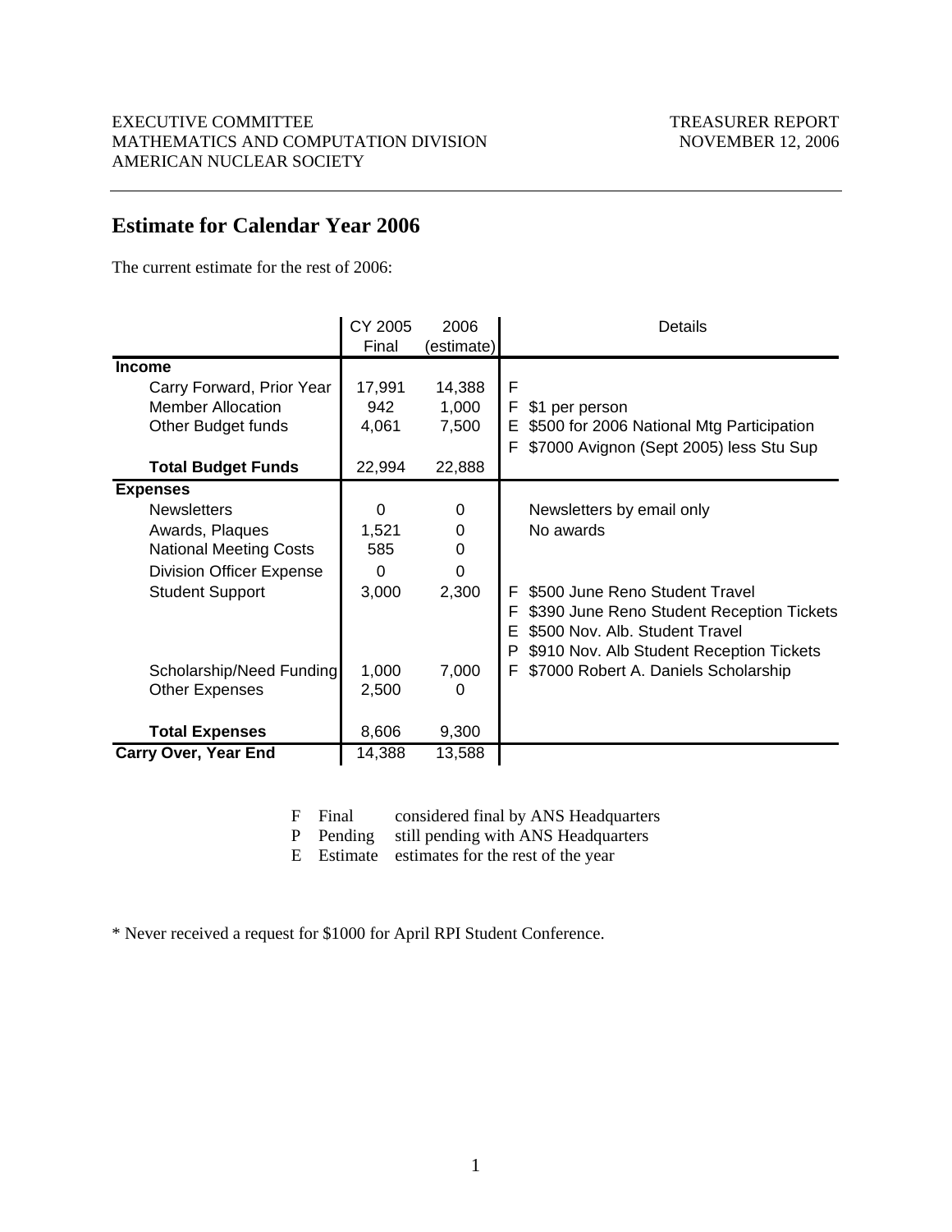EXECUTIVE COMMITTEE
MATHEMATICS AND COMPUTATION DIVISION
AMERICAN NUCLEAR SOCIETY

TREASURER REPORT
NOVEMBER 12, 2006

## Estimate for Calendar Year 2006

The current estimate for the rest of 2006:

| | CY 2005 Final | 2006 (estimate) | | Details |
|---|---|---|---|---|
| **Income** | | | | |
| Carry Forward, Prior Year | 17,991 | 14,388 | F | |
| Member Allocation | 942 | 1,000 | F | $1 per person |
| Other Budget funds | 4,061 | 7,500 | E | $500 for 2006 National Mtg Participation |
| | | | F | $7000 Avignon (Sept 2005) less Stu Sup |
| **Total Budget Funds** | 22,994 | 22,888 | | |
| **Expenses** | | | | |
| Newsletters | 0 | 0 | | Newsletters by email only |
| Awards, Plaques | 1,521 | 0 | | No awards |
| National Meeting Costs | 585 | 0 | | |
| Division Officer Expense | 0 | 0 | | |
| Student Support | 3,000 | 2,300 | F | $500 June Reno Student Travel |
| | | | F | $390 June Reno Student Reception Tickets |
| | | | E | $500 Nov. Alb. Student Travel |
| | | | P | $910 Nov. Alb Student Reception Tickets |
| Scholarship/Need Funding | 1,000 | 7,000 | F | $7000 Robert A. Daniels Scholarship |
| Other Expenses | 2,500 | 0 | | |
| **Total Expenses** | 8,606 | 9,300 | | |
| **Carry Over, Year End** | 14,388 | 13,588 | | |

| | | |
|---|---|---|
| F | Final | considered final by ANS Headquarters |
| P | Pending | still pending with ANS Headquarters |
| E | Estimate | estimates for the rest of the year |

* Never received a request for $1000 for April RPI Student Conference.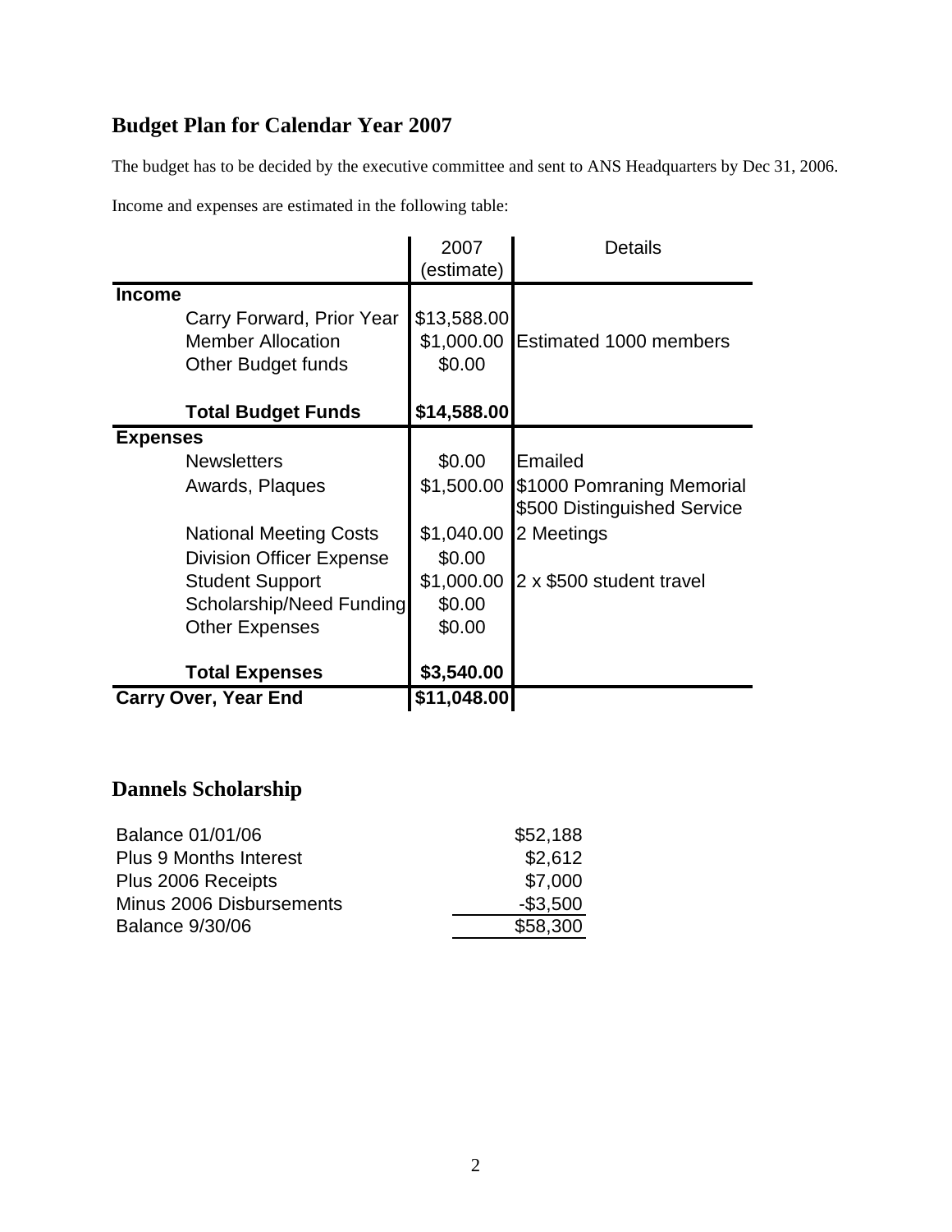## Budget Plan for Calendar Year 2007

The budget has to be decided by the executive committee and sent to ANS Headquarters by Dec 31, 2006.

Income and expenses are estimated in the following table:

| | 2007 (estimate) | Details |
|---|---|---|
| **Income** | | |
| Carry Forward, Prior Year | $13,588.00 | |
| Member Allocation | $1,000.00 | Estimated 1000 members |
| Other Budget funds | $0.00 | |
| **Total Budget Funds** | **$14,588.00** | |
| **Expenses** | | |
| Newsletters | $0.00 | Emailed |
| Awards, Plaques | $1,500.00 | $1000 Pomraning Memorial<br>$500 Distinguished Service |
| National Meeting Costs | $1,040.00 | 2 Meetings |
| Division Officer Expense | $0.00 | |
| Student Support | $1,000.00 | 2 x $500 student travel |
| Scholarship/Need Funding | $0.00 | |
| Other Expenses | $0.00 | |
| **Total Expenses** | **$3,540.00** | |
| **Carry Over, Year End** | **$11,048.00** | |

## Dannels Scholarship

| | |
|---|---|
| Balance 01/01/06 | $52,188 |
| Plus 9 Months Interest | $2,612 |
| Plus 2006 Receipts | $7,000 |
| Minus 2006 Disbursements | -$3,500 |
| Balance 9/30/06 | $58,300 |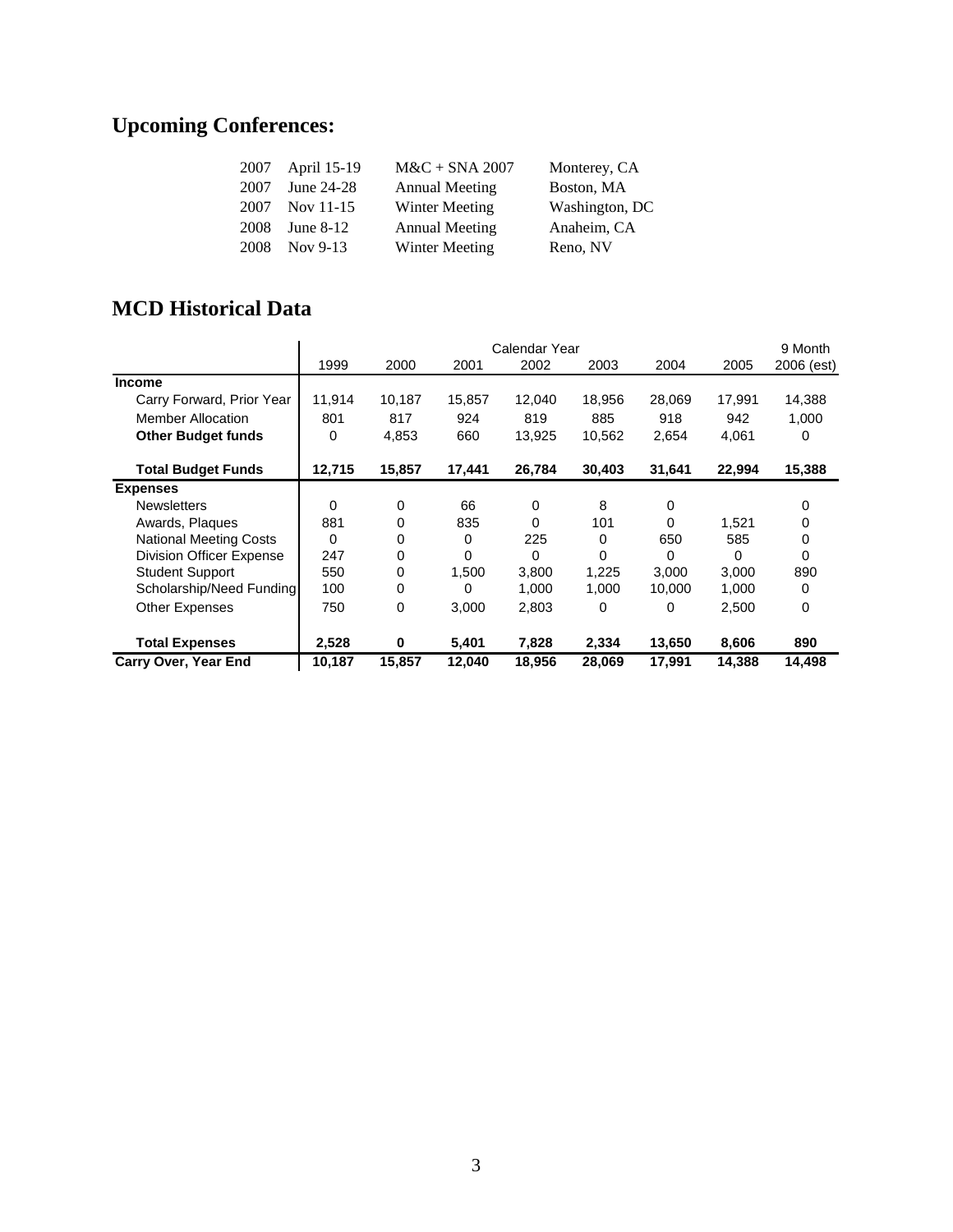## Upcoming Conferences:

| | | | |
|---|---|---|---|
| 2007 | April 15-19 | M&C + SNA 2007 | Monterey, CA |
| 2007 | June 24-28 | Annual Meeting | Boston, MA |
| 2007 | Nov 11-15 | Winter Meeting | Washington, DC |
| 2008 | June 8-12 | Annual Meeting | Anaheim, CA |
| 2008 | Nov 9-13 | Winter Meeting | Reno, NV |

## MCD Historical Data

| | Calendar Year | | | | | | | 9 Month |
|---|---|---|---|---|---|---|---|---|
| | 1999 | 2000 | 2001 | 2002 | 2003 | 2004 | 2005 | 2006 (est) |
| **Income** | | | | | | | | |
| Carry Forward, Prior Year | 11,914 | 10,187 | 15,857 | 12,040 | 18,956 | 28,069 | 17,991 | 14,388 |
| Member Allocation | 801 | 817 | 924 | 819 | 885 | 918 | 942 | 1,000 |
| **Other Budget funds** | 0 | 4,853 | 660 | 13,925 | 10,562 | 2,654 | 4,061 | 0 |
| **Total Budget Funds** | **12,715** | **15,857** | **17,441** | **26,784** | **30,403** | **31,641** | **22,994** | **15,388** |
| **Expenses** | | | | | | | | |
| Newsletters | 0 | 0 | 66 | 0 | 8 | 0 | | 0 |
| Awards, Plaques | 881 | 0 | 835 | 0 | 101 | 0 | 1,521 | 0 |
| National Meeting Costs | 0 | 0 | 0 | 225 | 0 | 650 | 585 | 0 |
| Division Officer Expense | 247 | 0 | 0 | 0 | 0 | 0 | 0 | 0 |
| Student Support | 550 | 0 | 1,500 | 3,800 | 1,225 | 3,000 | 3,000 | 890 |
| Scholarship/Need Funding | 100 | 0 | 0 | 1,000 | 1,000 | 10,000 | 1,000 | 0 |
| Other Expenses | 750 | 0 | 3,000 | 2,803 | 0 | 0 | 2,500 | 0 |
| **Total Expenses** | **2,528** | **0** | **5,401** | **7,828** | **2,334** | **13,650** | **8,606** | **890** |
| **Carry Over, Year End** | **10,187** | **15,857** | **12,040** | **18,956** | **28,069** | **17,991** | **14,388** | **14,498** |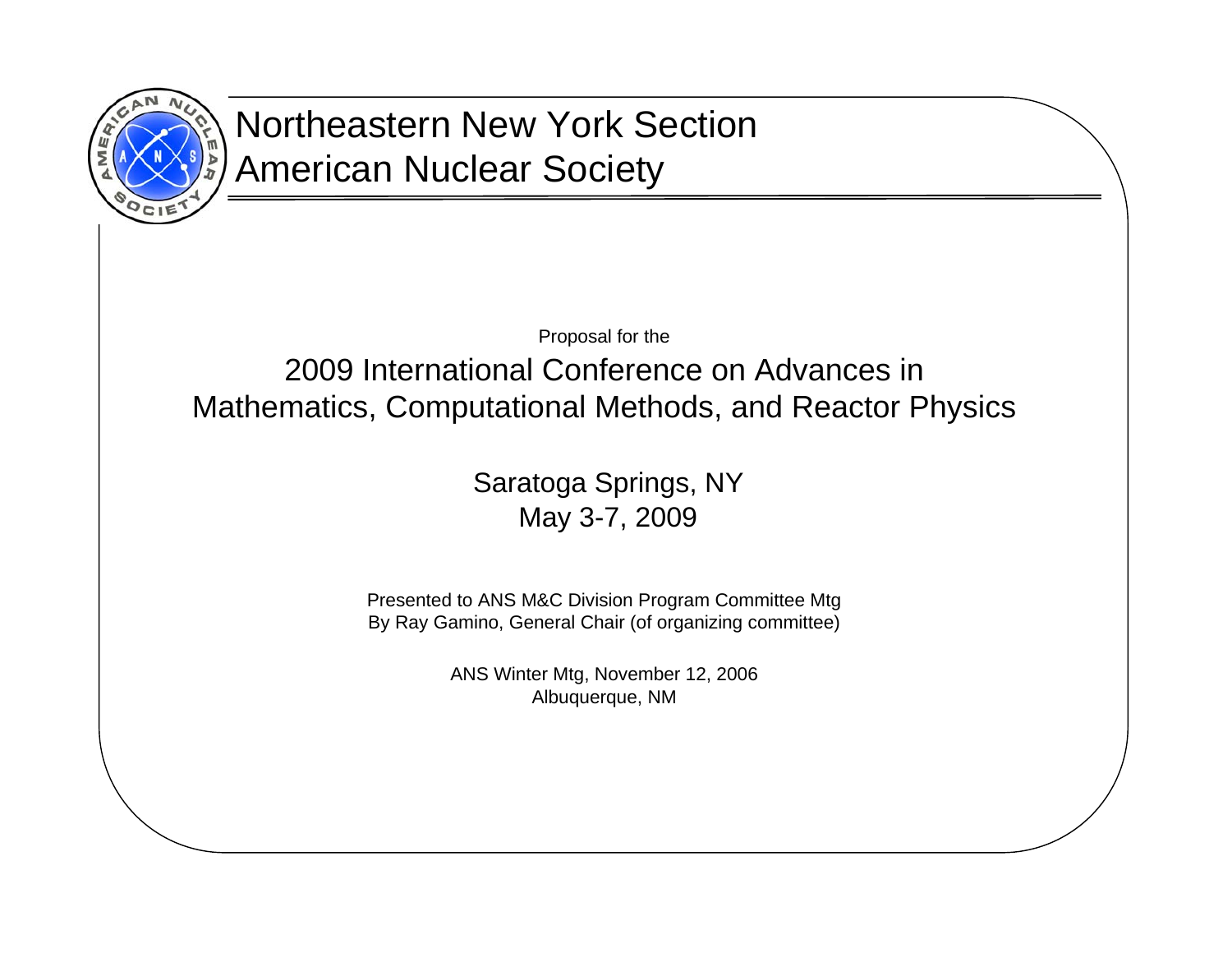# Northeastern New York Section
# American Nuclear Society

Proposal for the

## 2009 International Conference on Advances in Mathematics, Computational Methods, and Reactor Physics

Saratoga Springs, NY
May 3-7, 2009

Presented to ANS M&C Division Program Committee Mtg
By Ray Gamino, General Chair (of organizing committee)

ANS Winter Mtg, November 12, 2006
Albuquerque, NM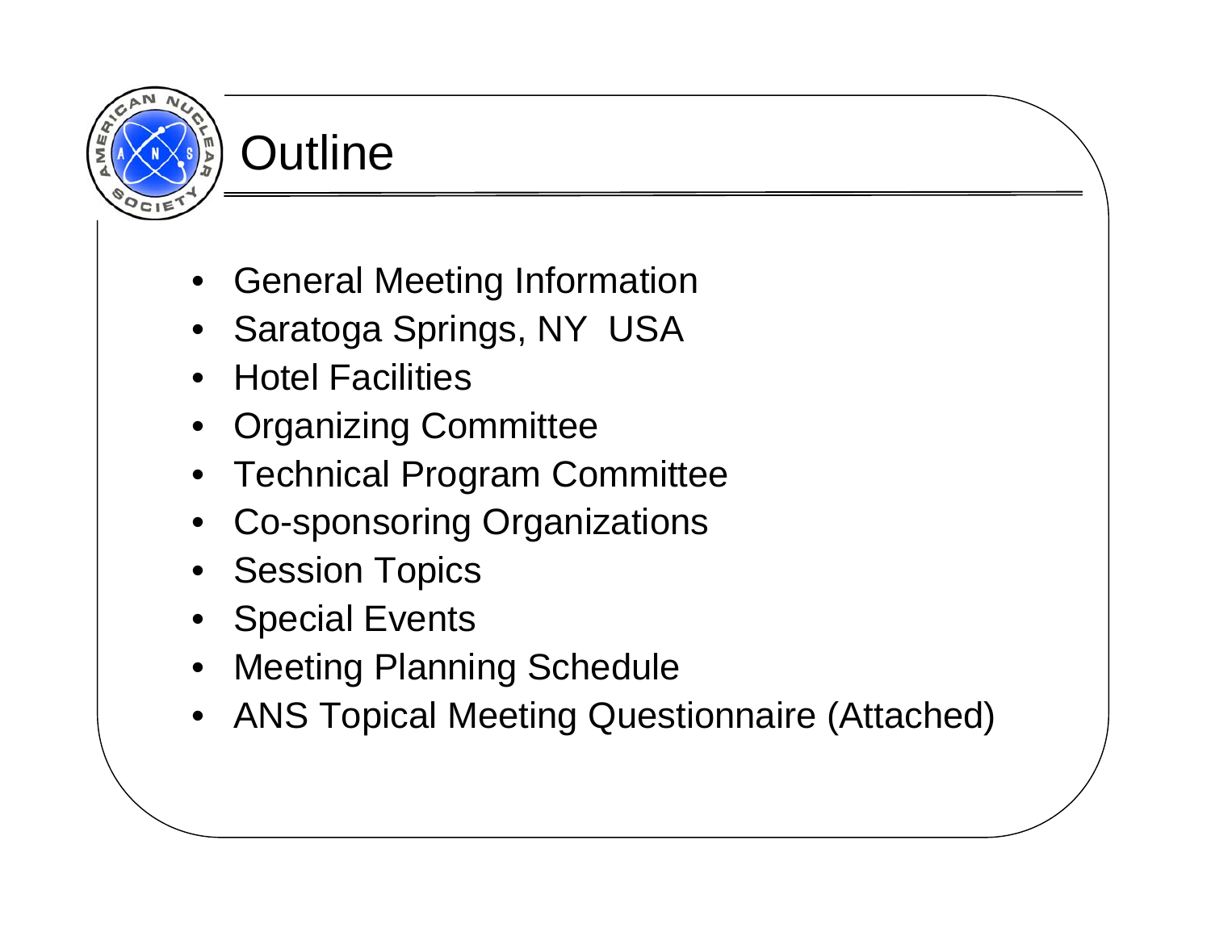# Outline

- General Meeting Information
- Saratoga Springs, NY  USA
- Hotel Facilities
- Organizing Committee
- Technical Program Committee
- Co-sponsoring Organizations
- Session Topics
- Special Events
- Meeting Planning Schedule
- ANS Topical Meeting Questionnaire (Attached)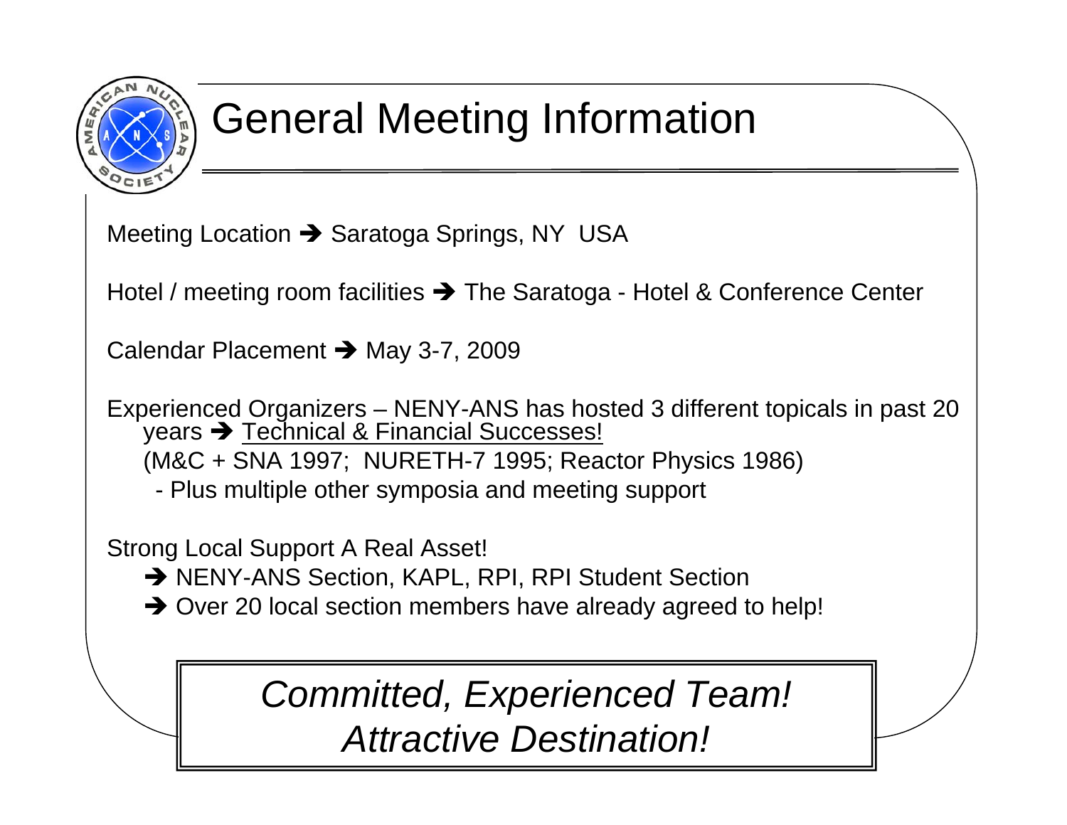# General Meeting Information

Meeting Location ➔ Saratoga Springs, NY USA

Hotel / meeting room facilities ➔ The Saratoga - Hotel & Conference Center

Calendar Placement ➔ May 3-7, 2009

Experienced Organizers – NENY-ANS has hosted 3 different topicals in past 20 years ➔ Technical & Financial Successes!

(M&C + SNA 1997; NURETH-7 1995; Reactor Physics 1986)

- Plus multiple other symposia and meeting support

Strong Local Support A Real Asset!

➔ NENY-ANS Section, KAPL, RPI, RPI Student Section

➔ Over 20 local section members have already agreed to help!

*Committed, Experienced Team!*
*Attractive Destination!*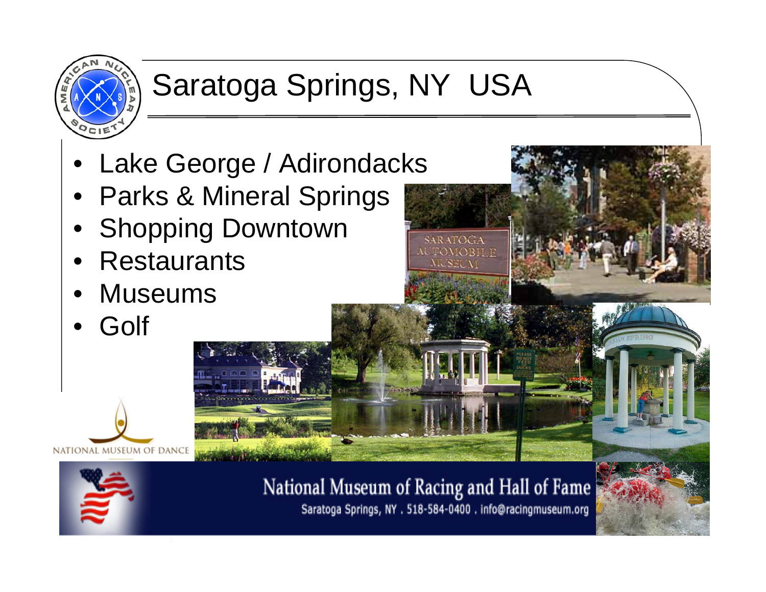# Saratoga Springs, NY USA

- Lake George / Adirondacks
- Parks & Mineral Springs
- Shopping Downtown
- Restaurants
- Museums
- Golf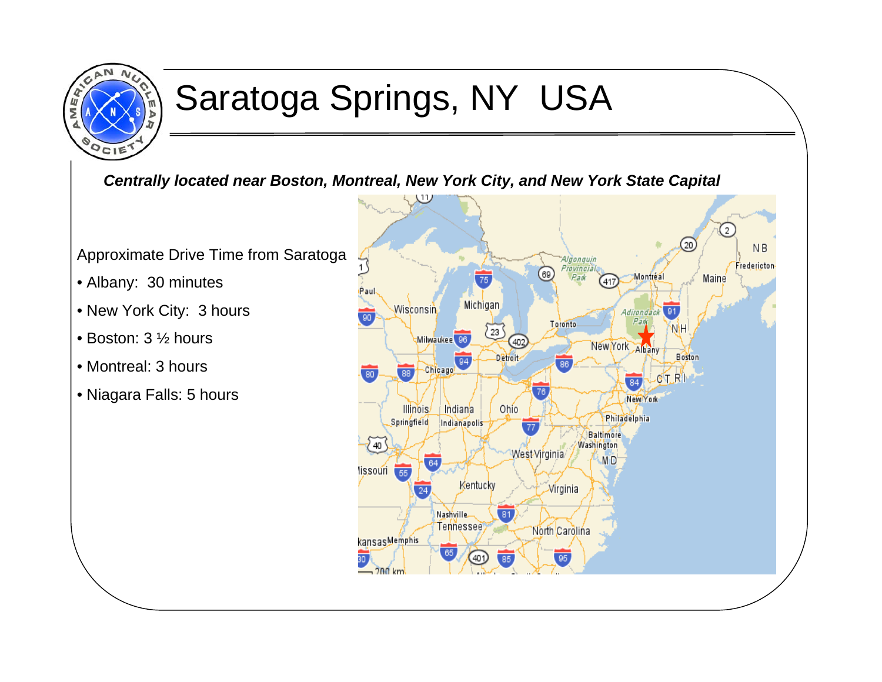# Saratoga Springs, NY  USA

***Centrally located near Boston, Montreal, New York City, and New York State Capital***

Approximate Drive Time from Saratoga

- Albany:  30 minutes
- New York City:  3 hours
- Boston: 3 ½ hours
- Montreal: 3 hours
- Niagara Falls: 5 hours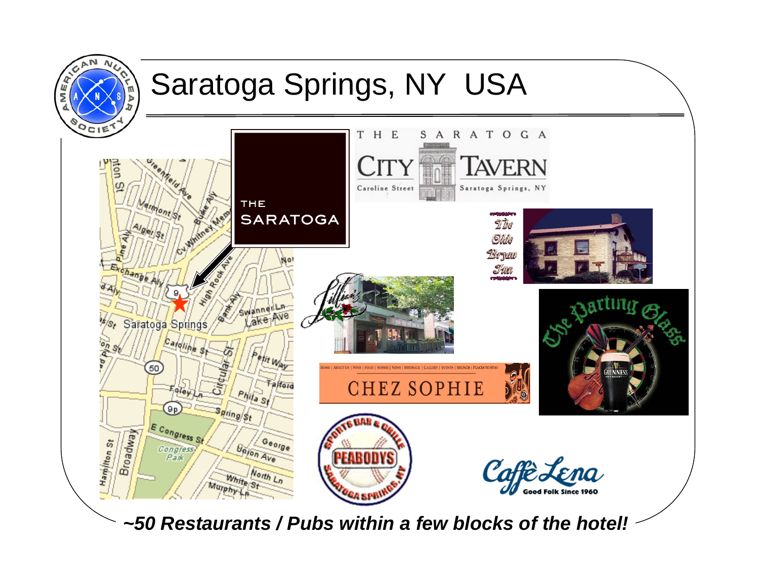# Saratoga Springs, NY USA

***~50 Restaurants / Pubs within a few blocks of the hotel!***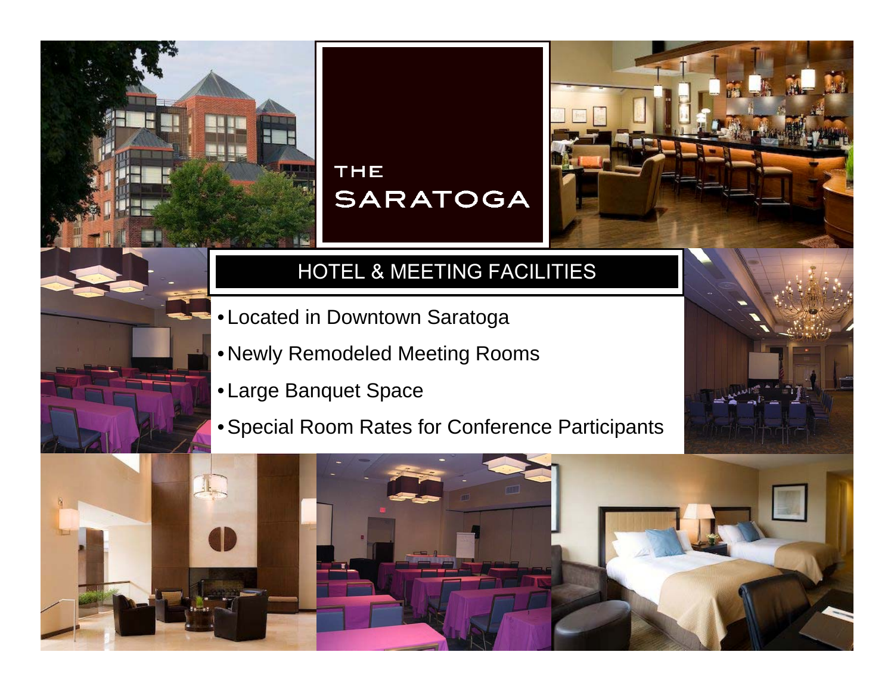# THE SARATOGA

## HOTEL & MEETING FACILITIES

- Located in Downtown Saratoga
- Newly Remodeled Meeting Rooms
- Large Banquet Space
- Special Room Rates for Conference Participants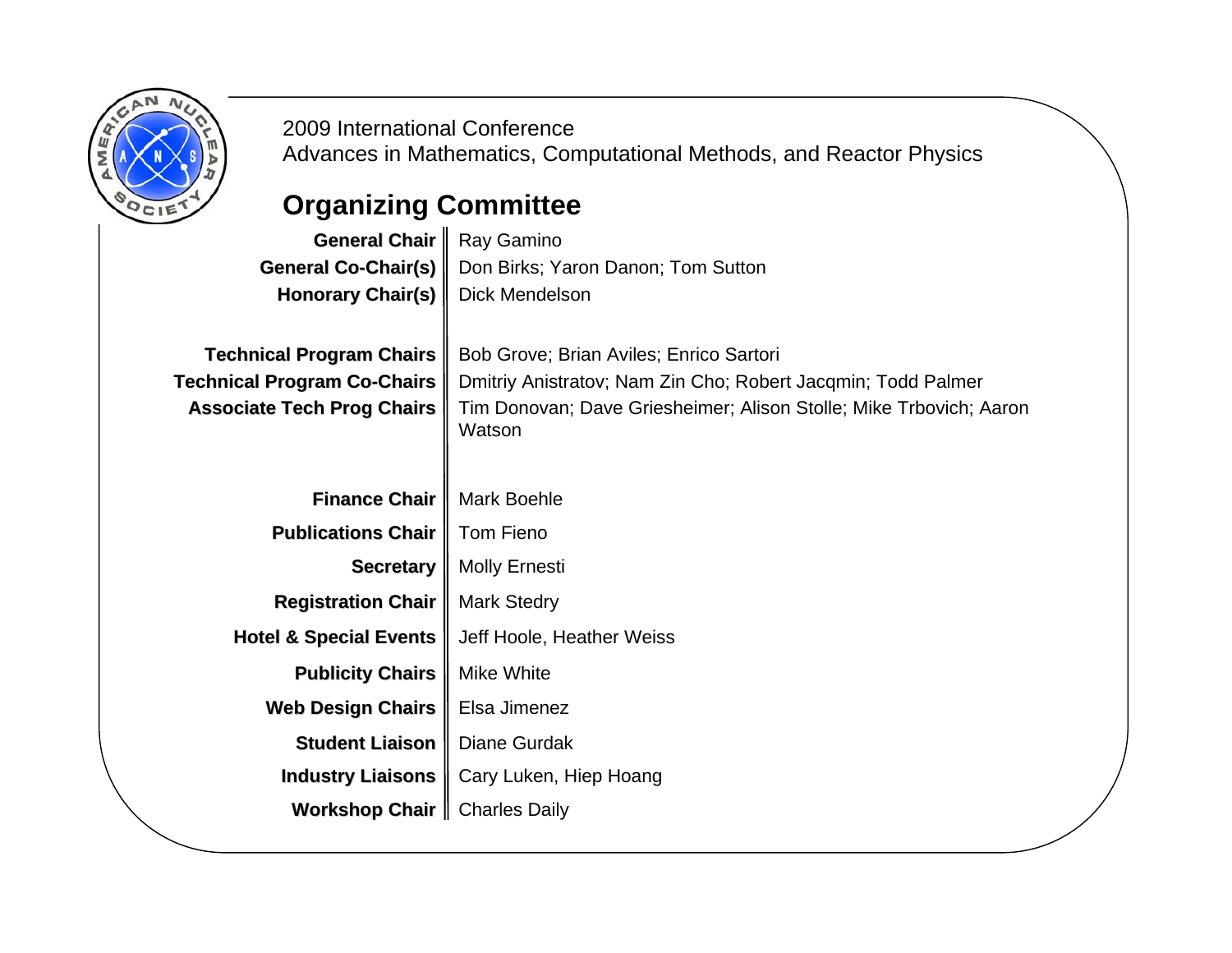2009 International Conference
Advances in Mathematics, Computational Methods, and Reactor Physics

## Organizing Committee

| | |
|---|---|
| **General Chair** | Ray Gamino |
| **General Co-Chair(s)** | Don Birks; Yaron Danon; Tom Sutton |
| **Honorary Chair(s)** | Dick Mendelson |
| | |
| **Technical Program Chairs** | Bob Grove; Brian Aviles; Enrico Sartori |
| **Technical Program Co-Chairs** | Dmitriy Anistratov; Nam Zin Cho; Robert Jacqmin; Todd Palmer |
| **Associate Tech Prog Chairs** | Tim Donovan; Dave Griesheimer; Alison Stolle; Mike Trbovich; Aaron Watson |
| | |
| **Finance Chair** | Mark Boehle |
| **Publications Chair** | Tom Fieno |
| **Secretary** | Molly Ernesti |
| **Registration Chair** | Mark Stedry |
| **Hotel & Special Events** | Jeff Hoole, Heather Weiss |
| **Publicity Chairs** | Mike White |
| **Web Design Chairs** | Elsa Jimenez |
| **Student Liaison** | Diane Gurdak |
| **Industry Liaisons** | Cary Luken, Hiep Hoang |
| **Workshop Chair** | Charles Daily |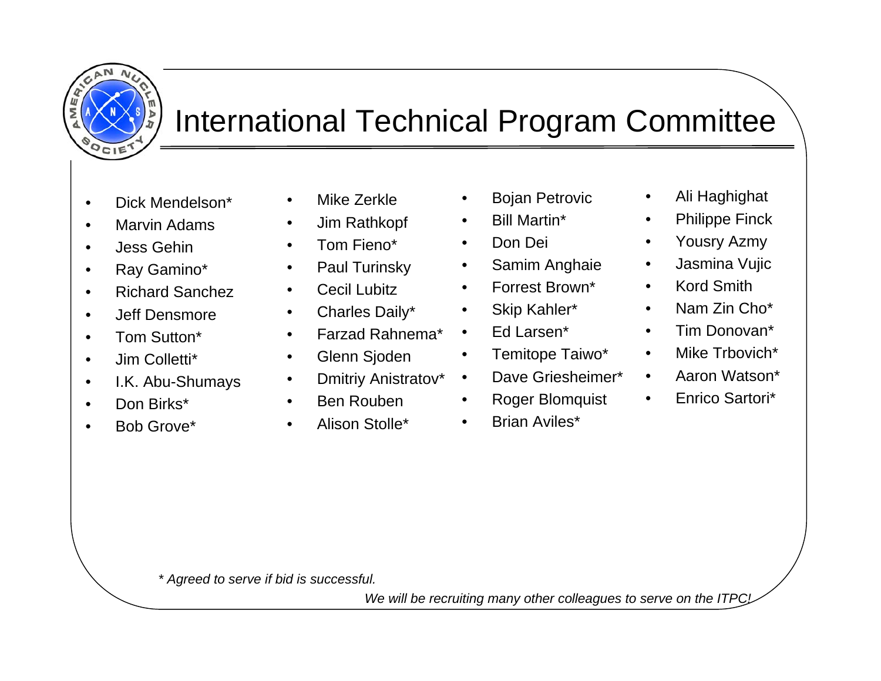# International Technical Program Committee

- Dick Mendelson*
- Marvin Adams
- Jess Gehin
- Ray Gamino*
- Richard Sanchez
- Jeff Densmore
- Tom Sutton*
- Jim Colletti*
- I.K. Abu-Shumays
- Don Birks*
- Bob Grove*
- Mike Zerkle
- Jim Rathkopf
- Tom Fieno*
- Paul Turinsky
- Cecil Lubitz
- Charles Daily*
- Farzad Rahnema*
- Glenn Sjoden
- Dmitriy Anistratov*
- Ben Rouben
- Alison Stolle*
- Bojan Petrovic
- Bill Martin*
- Don Dei
- Samim Anghaie
- Forrest Brown*
- Skip Kahler*
- Ed Larsen*
- Temitope Taiwo*
- Dave Griesheimer*
- Roger Blomquist
- Brian Aviles*
- Ali Haghighat
- Philippe Finck
- Yousry Azmy
- Jasmina Vujic
- Kord Smith
- Nam Zin Cho*
- Tim Donovan*
- Mike Trbovich*
- Aaron Watson*
- Enrico Sartori*

*\* Agreed to serve if bid is successful.*

*We will be recruiting many other colleagues to serve on the ITPC!*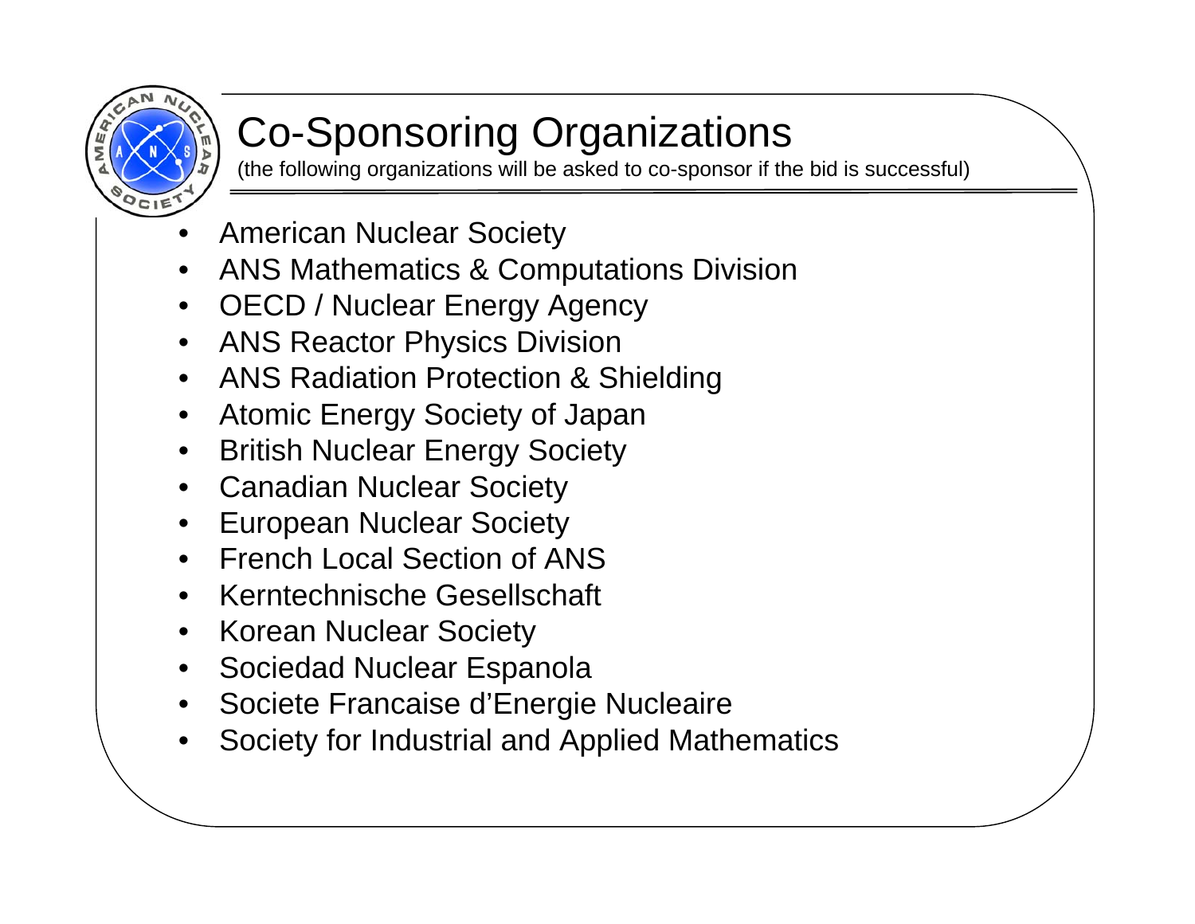# Co-Sponsoring Organizations

(the following organizations will be asked to co-sponsor if the bid is successful)

- American Nuclear Society
- ANS Mathematics & Computations Division
- OECD / Nuclear Energy Agency
- ANS Reactor Physics Division
- ANS Radiation Protection & Shielding
- Atomic Energy Society of Japan
- British Nuclear Energy Society
- Canadian Nuclear Society
- European Nuclear Society
- French Local Section of ANS
- Kerntechnische Gesellschaft
- Korean Nuclear Society
- Sociedad Nuclear Espanola
- Societe Francaise d'Energie Nucleaire
- Society for Industrial and Applied Mathematics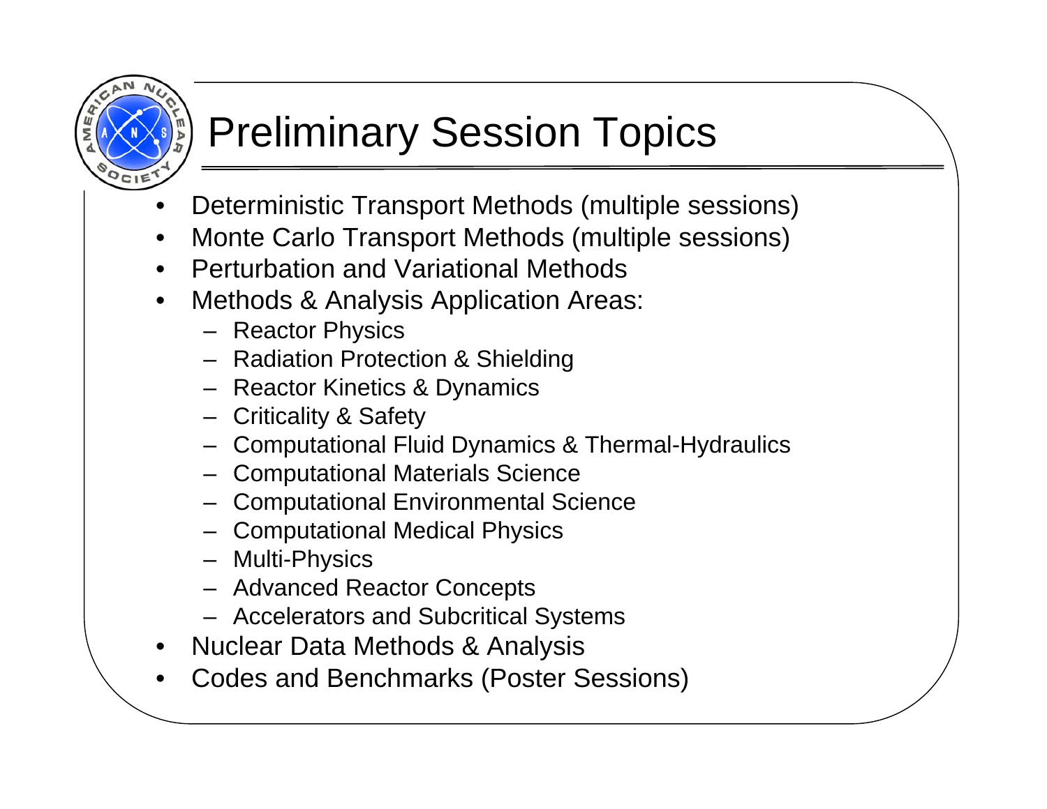# Preliminary Session Topics

- Deterministic Transport Methods (multiple sessions)
- Monte Carlo Transport Methods (multiple sessions)
- Perturbation and Variational Methods
- Methods & Analysis Application Areas:
  - Reactor Physics
  - Radiation Protection & Shielding
  - Reactor Kinetics & Dynamics
  - Criticality & Safety
  - Computational Fluid Dynamics & Thermal-Hydraulics
  - Computational Materials Science
  - Computational Environmental Science
  - Computational Medical Physics
  - Multi-Physics
  - Advanced Reactor Concepts
  - Accelerators and Subcritical Systems
- Nuclear Data Methods & Analysis
- Codes and Benchmarks (Poster Sessions)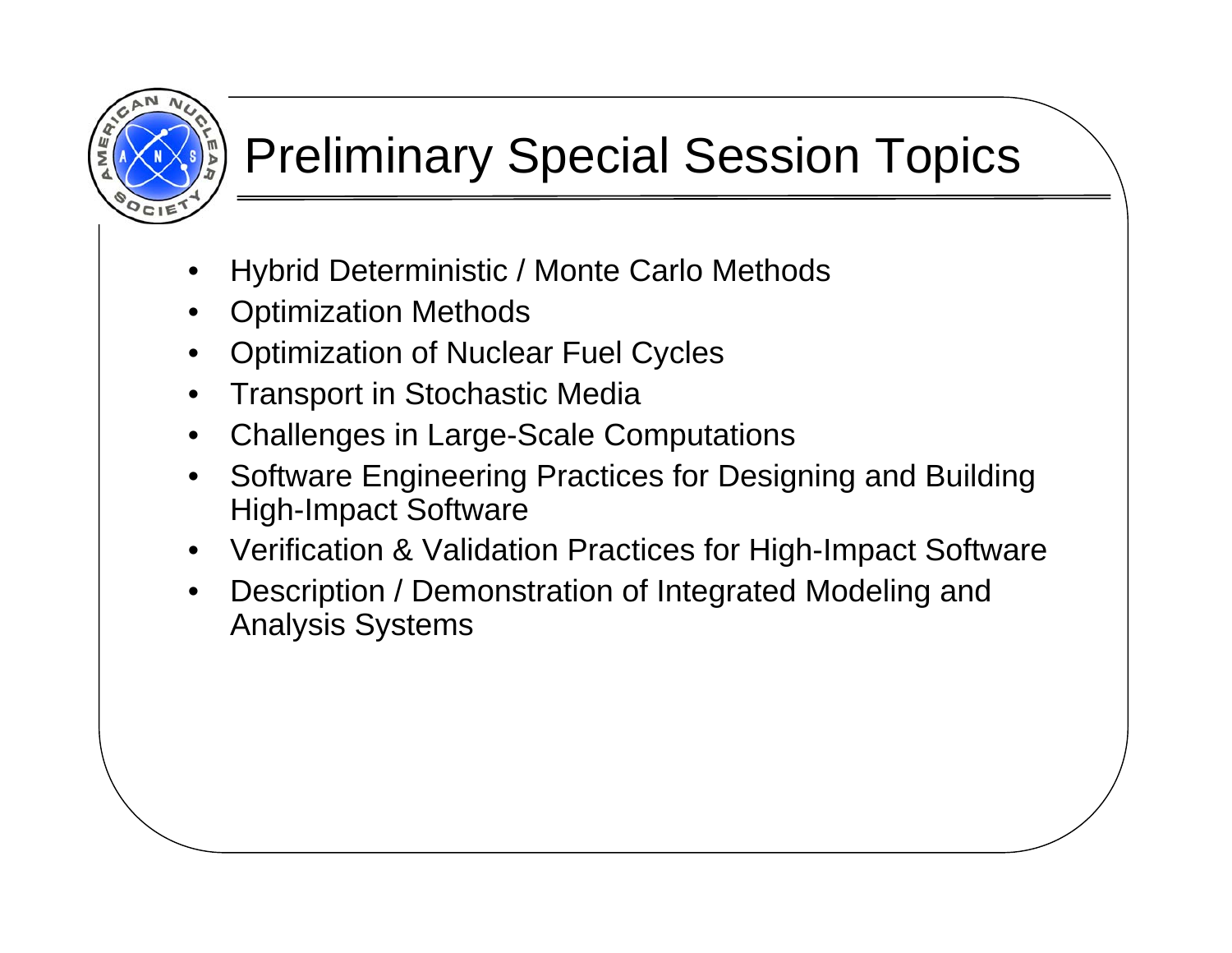# Preliminary Special Session Topics

- Hybrid Deterministic / Monte Carlo Methods
- Optimization Methods
- Optimization of Nuclear Fuel Cycles
- Transport in Stochastic Media
- Challenges in Large-Scale Computations
- Software Engineering Practices for Designing and Building High-Impact Software
- Verification & Validation Practices for High-Impact Software
- Description / Demonstration of Integrated Modeling and Analysis Systems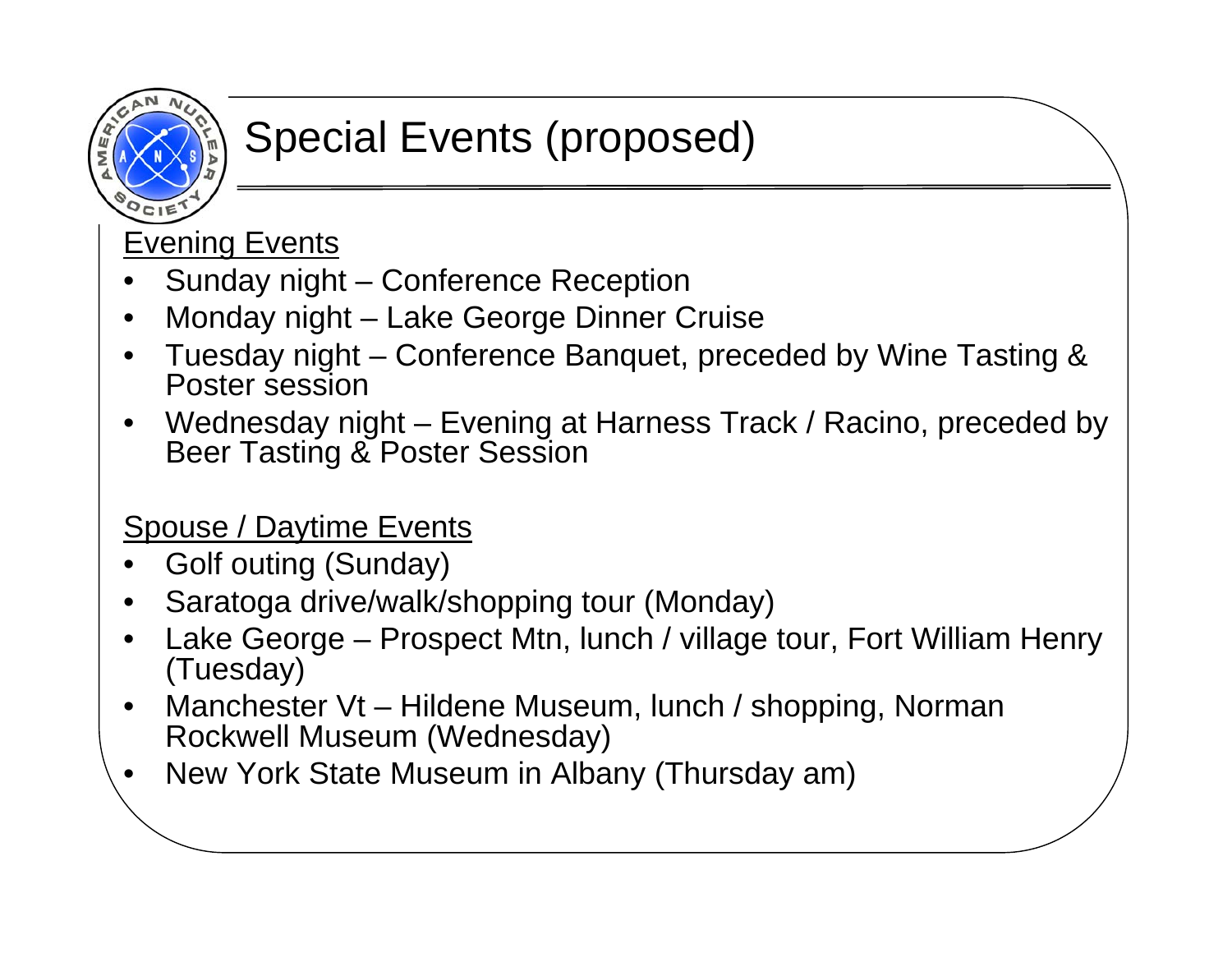# Special Events (proposed)

Evening Events

- Sunday night – Conference Reception
- Monday night – Lake George Dinner Cruise
- Tuesday night – Conference Banquet, preceded by Wine Tasting & Poster session
- Wednesday night – Evening at Harness Track / Racino, preceded by Beer Tasting & Poster Session

Spouse / Daytime Events

- Golf outing (Sunday)
- Saratoga drive/walk/shopping tour (Monday)
- Lake George – Prospect Mtn, lunch / village tour, Fort William Henry (Tuesday)
- Manchester Vt – Hildene Museum, lunch / shopping, Norman Rockwell Museum (Wednesday)
- New York State Museum in Albany (Thursday am)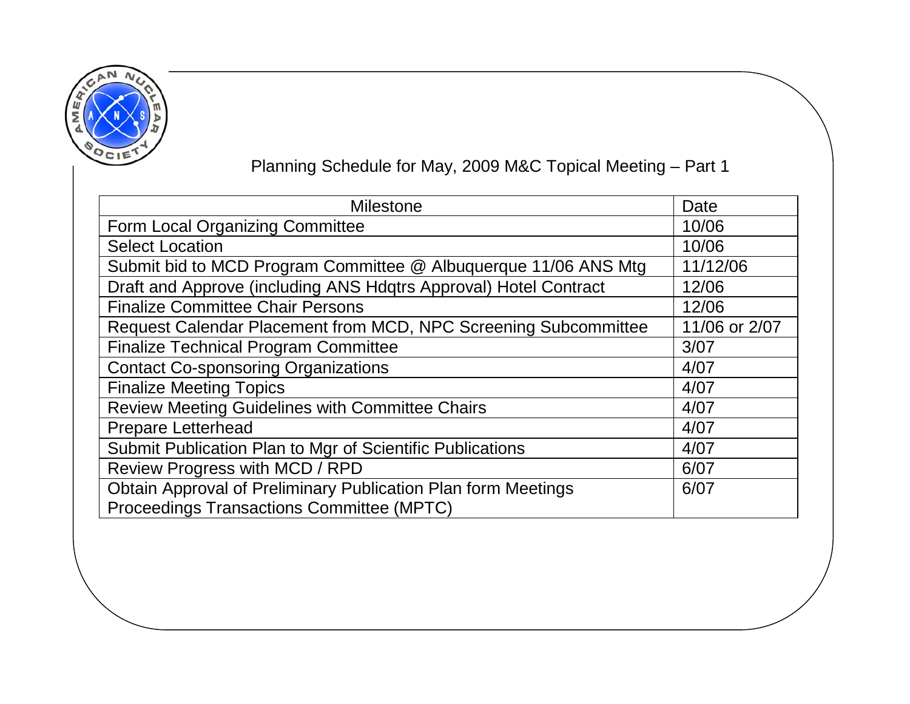## Planning Schedule for May, 2009 M&C Topical Meeting – Part 1

| Milestone | Date |
|---|---|
| Form Local Organizing Committee | 10/06 |
| Select Location | 10/06 |
| Submit bid to MCD Program Committee @ Albuquerque 11/06 ANS Mtg | 11/12/06 |
| Draft and Approve (including ANS Hdqtrs Approval) Hotel Contract | 12/06 |
| Finalize Committee Chair Persons | 12/06 |
| Request Calendar Placement from MCD, NPC Screening Subcommittee | 11/06 or 2/07 |
| Finalize Technical Program Committee | 3/07 |
| Contact Co-sponsoring Organizations | 4/07 |
| Finalize Meeting Topics | 4/07 |
| Review Meeting Guidelines with Committee Chairs | 4/07 |
| Prepare Letterhead | 4/07 |
| Submit Publication Plan to Mgr of Scientific Publications | 4/07 |
| Review Progress with MCD / RPD | 6/07 |
| Obtain Approval of Preliminary Publication Plan form Meetings Proceedings Transactions Committee (MPTC) | 6/07 |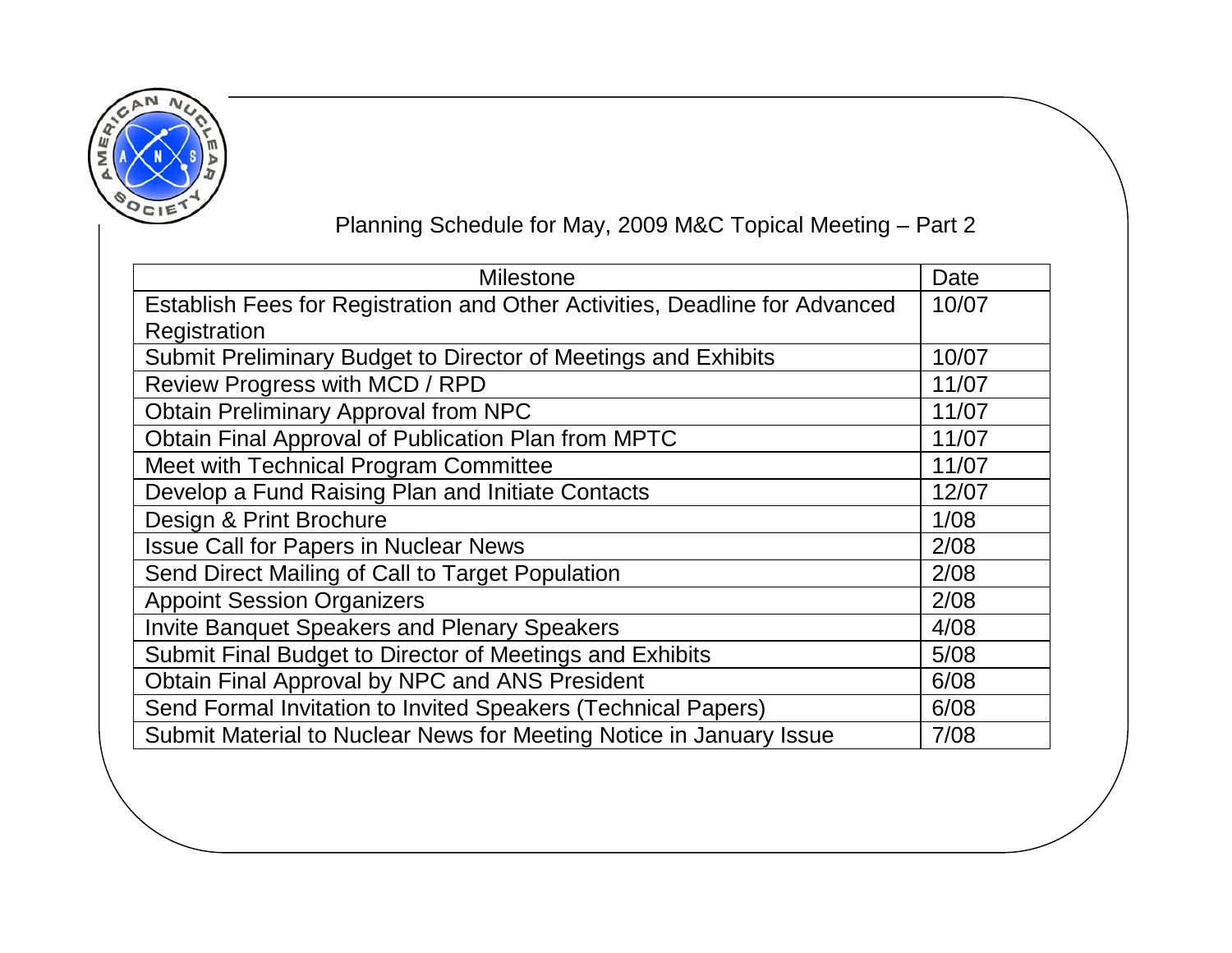## Planning Schedule for May, 2009 M&C Topical Meeting – Part 2

| Milestone | Date |
|---|---|
| Establish Fees for Registration and Other Activities, Deadline for Advanced Registration | 10/07 |
| Submit Preliminary Budget to Director of Meetings and Exhibits | 10/07 |
| Review Progress with MCD / RPD | 11/07 |
| Obtain Preliminary Approval from NPC | 11/07 |
| Obtain Final Approval of Publication Plan from MPTC | 11/07 |
| Meet with Technical Program Committee | 11/07 |
| Develop a Fund Raising Plan and Initiate Contacts | 12/07 |
| Design & Print Brochure | 1/08 |
| Issue Call for Papers in Nuclear News | 2/08 |
| Send Direct Mailing of Call to Target Population | 2/08 |
| Appoint Session Organizers | 2/08 |
| Invite Banquet Speakers and Plenary Speakers | 4/08 |
| Submit Final Budget to Director of Meetings and Exhibits | 5/08 |
| Obtain Final Approval by NPC and ANS President | 6/08 |
| Send Formal Invitation to Invited Speakers (Technical Papers) | 6/08 |
| Submit Material to Nuclear News for Meeting Notice in January Issue | 7/08 |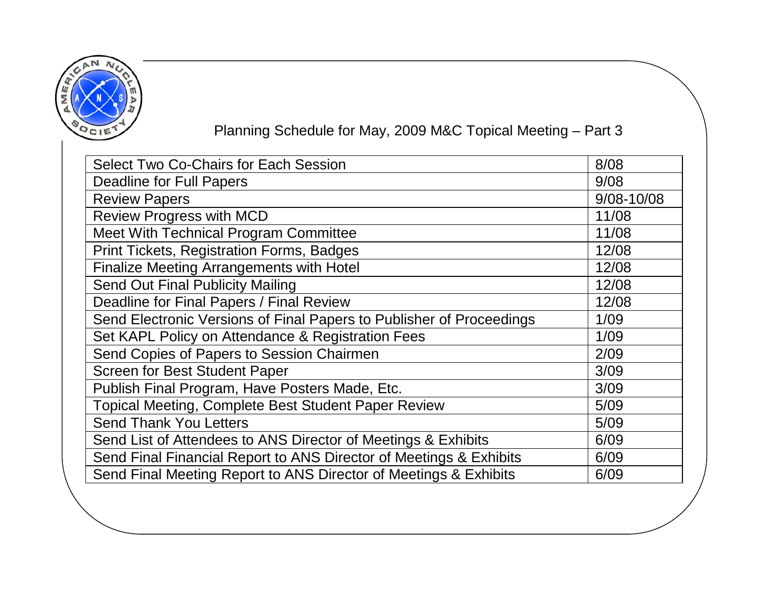## Planning Schedule for May, 2009 M&C Topical Meeting – Part 3

| Task | Date |
| --- | --- |
| Select Two Co-Chairs for Each Session | 8/08 |
| Deadline for Full Papers | 9/08 |
| Review Papers | 9/08-10/08 |
| Review Progress with MCD | 11/08 |
| Meet With Technical Program Committee | 11/08 |
| Print Tickets, Registration Forms, Badges | 12/08 |
| Finalize Meeting Arrangements with Hotel | 12/08 |
| Send Out Final Publicity Mailing | 12/08 |
| Deadline for Final Papers / Final Review | 12/08 |
| Send Electronic Versions of Final Papers to Publisher of Proceedings | 1/09 |
| Set KAPL Policy on Attendance & Registration Fees | 1/09 |
| Send Copies of Papers to Session Chairmen | 2/09 |
| Screen for Best Student Paper | 3/09 |
| Publish Final Program, Have Posters Made, Etc. | 3/09 |
| Topical Meeting, Complete Best Student Paper Review | 5/09 |
| Send Thank You Letters | 5/09 |
| Send List of Attendees to ANS Director of Meetings & Exhibits | 6/09 |
| Send Final Financial Report to ANS Director of Meetings & Exhibits | 6/09 |
| Send Final Meeting Report to ANS Director of Meetings & Exhibits | 6/09 |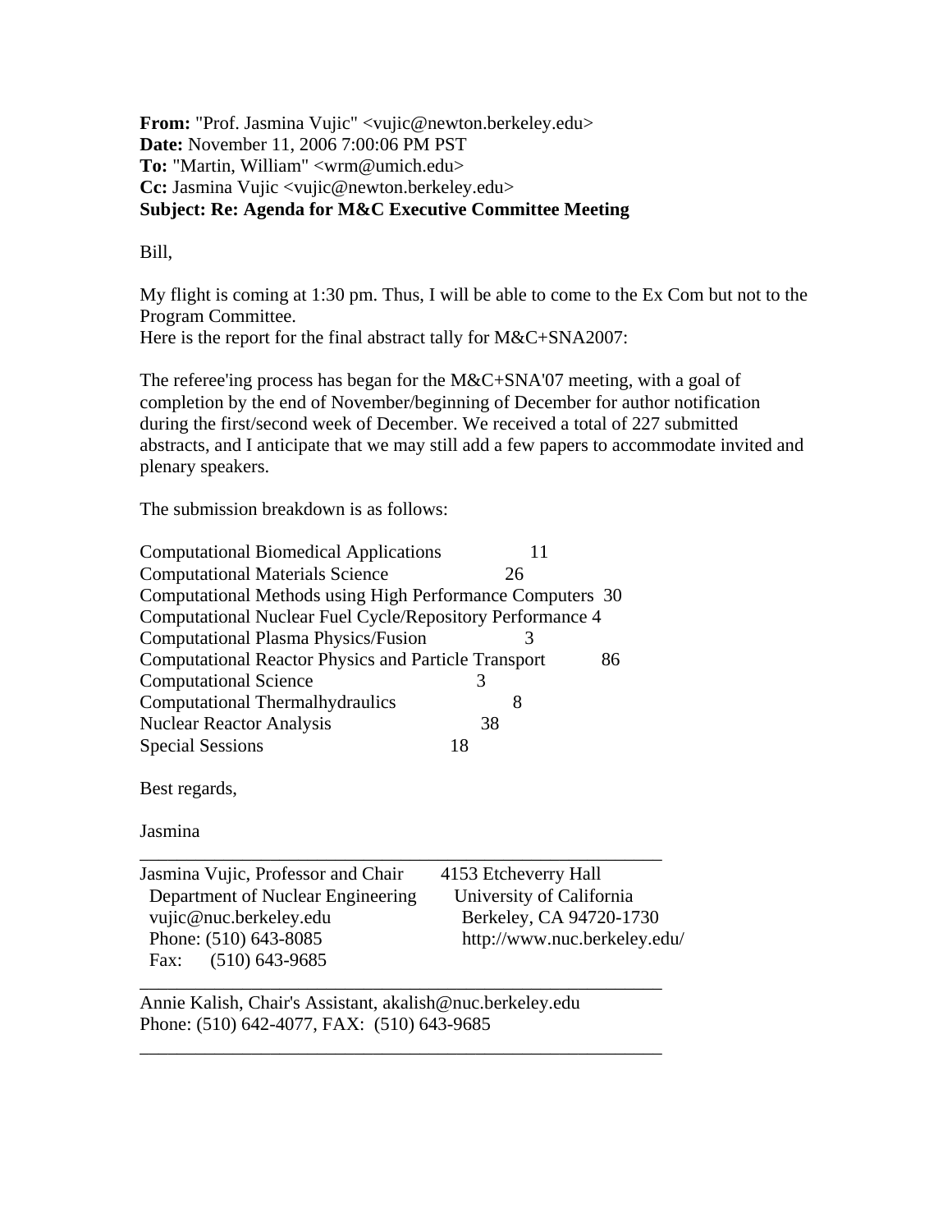**From:** "Prof. Jasmina Vujic" <vujic@newton.berkeley.edu>
**Date:** November 11, 2006 7:00:06 PM PST
**To:** "Martin, William" <wrm@umich.edu>
**Cc:** Jasmina Vujic <vujic@newton.berkeley.edu>
**Subject: Re: Agenda for M&C Executive Committee Meeting**

Bill,

My flight is coming at 1:30 pm. Thus, I will be able to come to the Ex Com but not to the Program Committee.
Here is the report for the final abstract tally for M&C+SNA2007:

The referee'ing process has began for the M&C+SNA'07 meeting, with a goal of completion by the end of November/beginning of December for author notification during the first/second week of December. We received a total of 227 submitted abstracts, and I anticipate that we may still add a few papers to accommodate invited and plenary speakers.

The submission breakdown is as follows:

| | |
|---|---|
| Computational Biomedical Applications | 11 |
| Computational Materials Science | 26 |
| Computational Methods using High Performance Computers | 30 |
| Computational Nuclear Fuel Cycle/Repository Performance | 4 |
| Computational Plasma Physics/Fusion | 3 |
| Computational Reactor Physics and Particle Transport | 86 |
| Computational Science | 3 |
| Computational Thermalhydraulics | 8 |
| Nuclear Reactor Analysis | 38 |
| Special Sessions | 18 |

Best regards,

Jasmina

---

Jasmina Vujic, Professor and Chair
Department of Nuclear Engineering
vujic@nuc.berkeley.edu
Phone: (510) 643-8085
Fax: (510) 643-9685

4153 Etcheverry Hall
University of California
Berkeley, CA 94720-1730
http://www.nuc.berkeley.edu/

---

Annie Kalish, Chair's Assistant, akalish@nuc.berkeley.edu
Phone: (510) 642-4077, FAX: (510) 643-9685

---